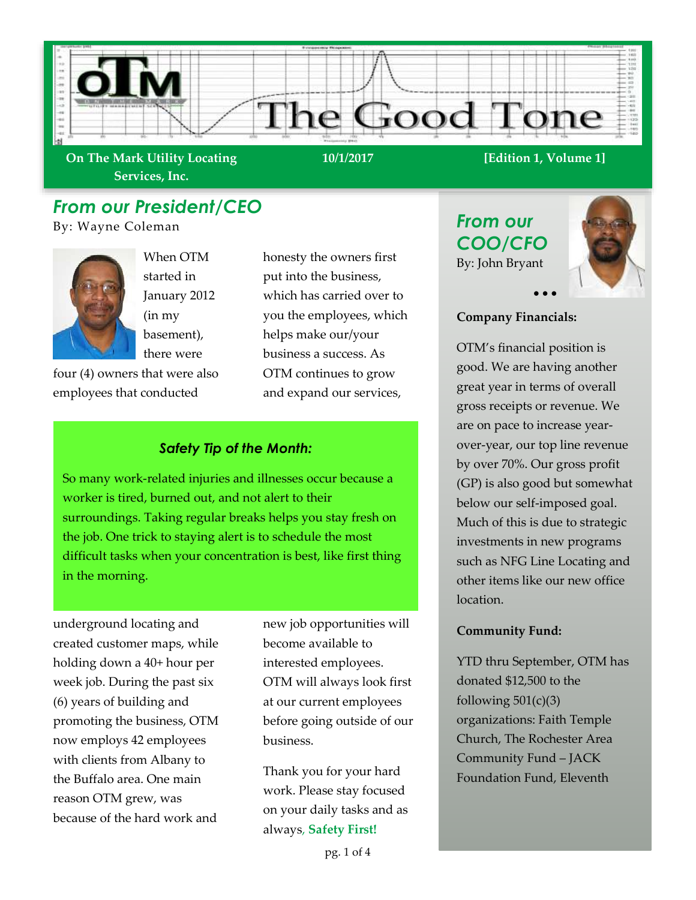# The Good Tone

**On The Mark Utility Locating Services, Inc.** | **10/1/2017** | **[Edition 1, Volume 1]**

## *From our President/CEO*

By: Wayne Coleman

When OTM started in January 2012 (in my basement), there were four (4) owners that were also employees that conducted underground locating and created customer maps, while holding down a 40+ hour per week job. During the past six (6) years of building and promoting the business, OTM now employs 42 employees with clients from Albany to the Buffalo area. One main reason OTM grew, was because of the hard work and honesty the owners first put into the business, which has carried over to you the employees, which helps make our/your business a success. As OTM continues to grow and expand our services, new job opportunities will become available to interested employees. OTM will always look first at our current employees before going outside of our business.

Thank you for your hard work. Please stay focused on your daily tasks and as always, **Safety First!**

### *Safety Tip of the Month:*

So many work-related injuries and illnesses occur because a worker is tired, burned out, and not alert to their surroundings. Taking regular breaks helps you stay fresh on the job. One trick to staying alert is to schedule the most difficult tasks when your concentration is best, like first thing in the morning.

## *From our COO/CFO*

By: John Bryant

**Company Financials:**

OTM's financial position is good. We are having another great year in terms of overall gross receipts or revenue. We are on pace to increase year-over-year, our top line revenue by over 70%. Our gross profit (GP) is also good but somewhat below our self-imposed goal. Much of this is due to strategic investments in new programs such as NFG Line Locating and other items like our new office location.

**Community Fund:**

YTD thru September, OTM has donated $12,500 to the following 501(c)(3) organizations: Faith Temple Church, The Rochester Area Community Fund – JACK Foundation Fund, Eleventh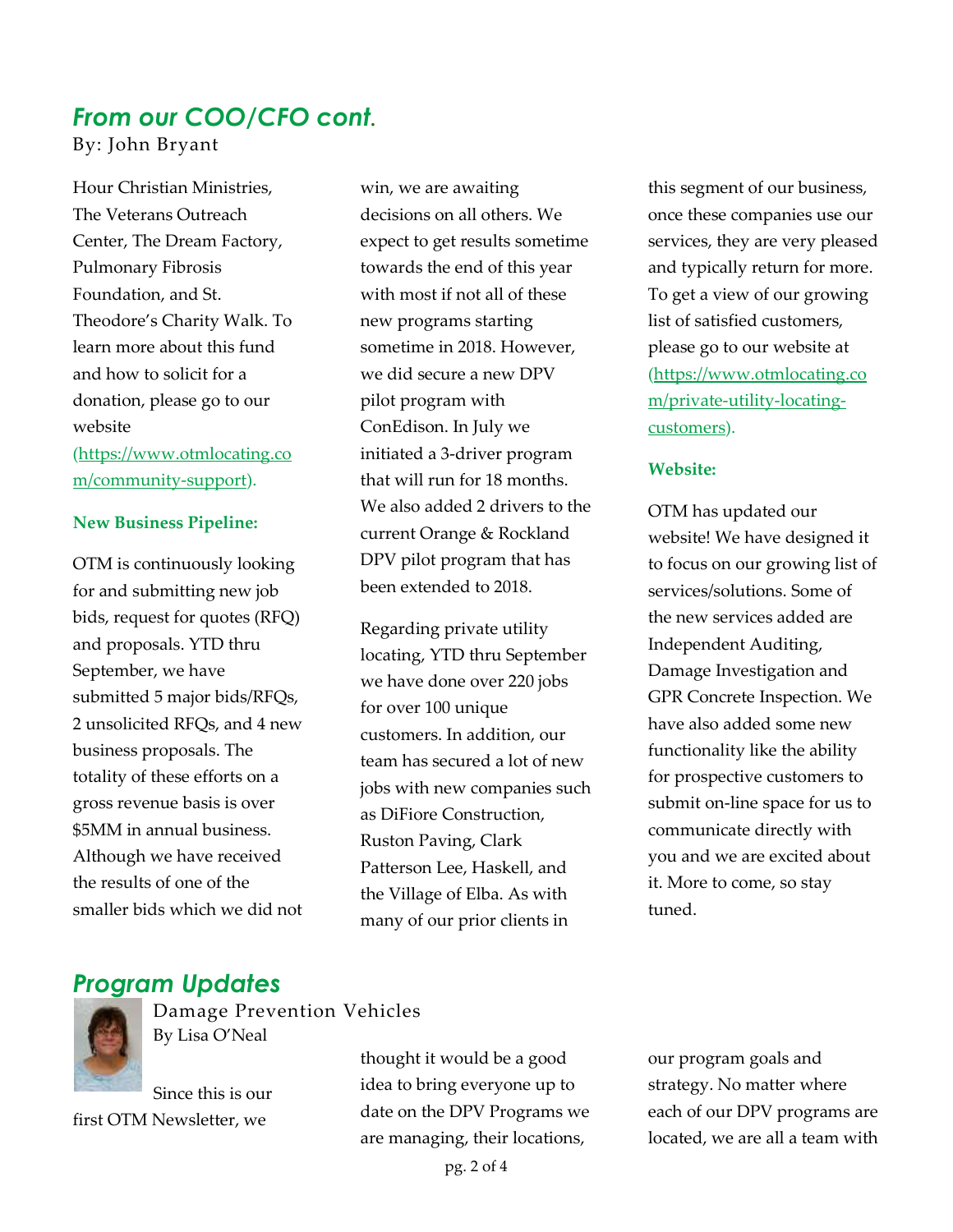## *From our COO/CFO cont.*

By: John Bryant

Hour Christian Ministries, The Veterans Outreach Center, The Dream Factory, Pulmonary Fibrosis Foundation, and St. Theodore's Charity Walk. To learn more about this fund and how to solicit for a donation, please go to our website (https://www.otmlocating.com/community-support).

**New Business Pipeline:**

OTM is continuously looking for and submitting new job bids, request for quotes (RFQ) and proposals. YTD thru September, we have submitted 5 major bids/RFQs, 2 unsolicited RFQs, and 4 new business proposals. The totality of these efforts on a gross revenue basis is over $5MM in annual business. Although we have received the results of one of the smaller bids which we did not win, we are awaiting decisions on all others. We expect to get results sometime towards the end of this year with most if not all of these new programs starting sometime in 2018. However, we did secure a new DPV pilot program with ConEdison. In July we initiated a 3-driver program that will run for 18 months. We also added 2 drivers to the current Orange & Rockland DPV pilot program that has been extended to 2018.

Regarding private utility locating, YTD thru September we have done over 220 jobs for over 100 unique customers. In addition, our team has secured a lot of new jobs with new companies such as DiFiore Construction, Ruston Paving, Clark Patterson Lee, Haskell, and the Village of Elba. As with many of our prior clients in this segment of our business, once these companies use our services, they are very pleased and typically return for more. To get a view of our growing list of satisfied customers, please go to our website at (https://www.otmlocating.com/private-utility-locating-customers).

**Website:**

OTM has updated our website! We have designed it to focus on our growing list of services/solutions. Some of the new services added are Independent Auditing, Damage Investigation and GPR Concrete Inspection. We have also added some new functionality like the ability for prospective customers to submit on-line space for us to communicate directly with you and we are excited about it. More to come, so stay tuned.

## *Program Updates*

### Damage Prevention Vehicles

By Lisa O'Neal

Since this is our first OTM Newsletter, we thought it would be a good idea to bring everyone up to date on the DPV Programs we are managing, their locations, our program goals and strategy. No matter where each of our DPV programs are located, we are all a team with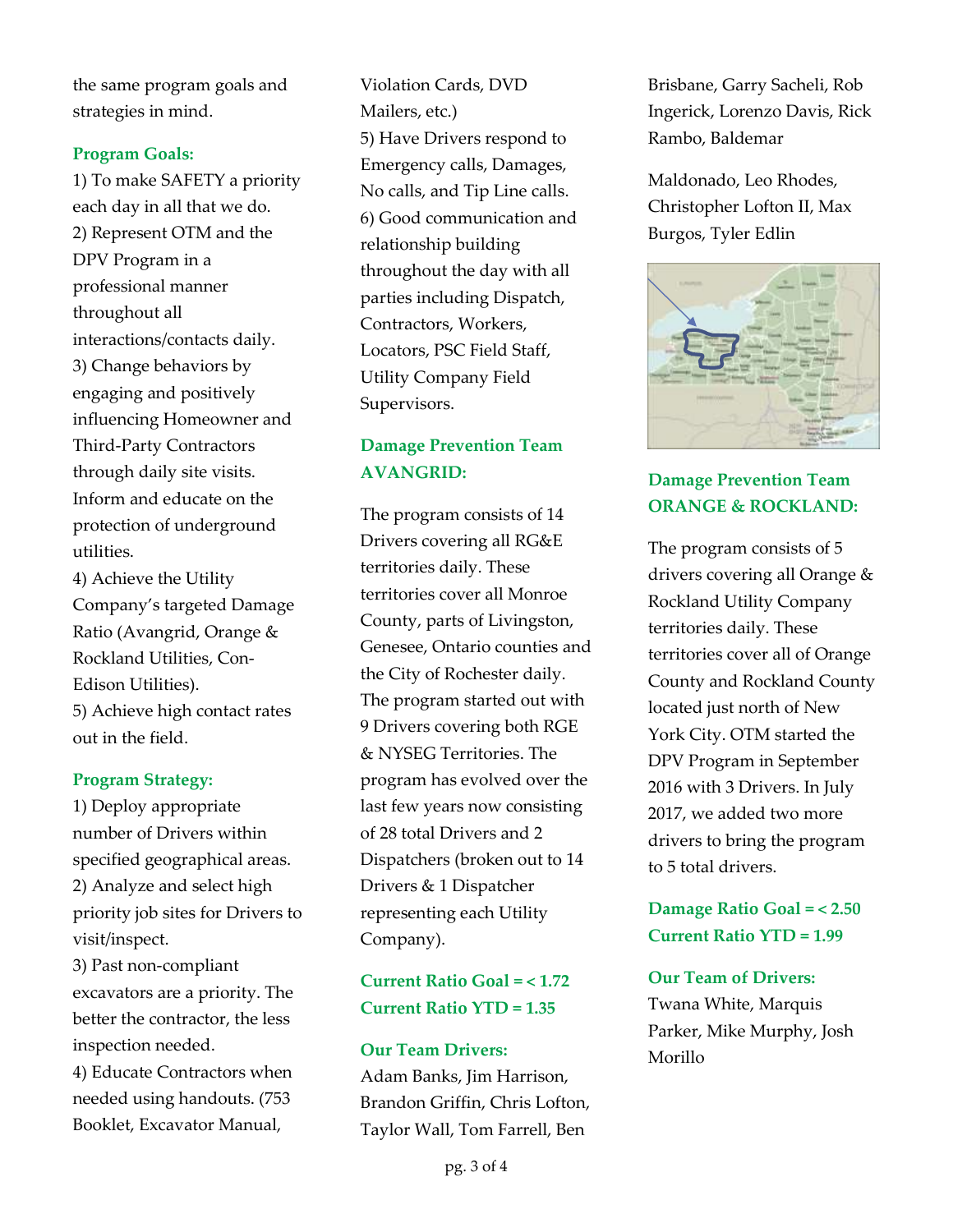the same program goals and strategies in mind.

**Program Goals:**

1) To make SAFETY a priority each day in all that we do.
2) Represent OTM and the DPV Program in a professional manner throughout all interactions/contacts daily.
3) Change behaviors by engaging and positively influencing Homeowner and Third-Party Contractors through daily site visits. Inform and educate on the protection of underground utilities.
4) Achieve the Utility Company's targeted Damage Ratio (Avangrid, Orange & Rockland Utilities, Con-Edison Utilities).
5) Achieve high contact rates out in the field.

**Program Strategy:**

1) Deploy appropriate number of Drivers within specified geographical areas.
2) Analyze and select high priority job sites for Drivers to visit/inspect.
3) Past non-compliant excavators are a priority. The better the contractor, the less inspection needed.
4) Educate Contractors when needed using handouts. (753 Booklet, Excavator Manual, Violation Cards, DVD Mailers, etc.)
5) Have Drivers respond to Emergency calls, Damages, No calls, and Tip Line calls.
6) Good communication and relationship building throughout the day with all parties including Dispatch, Contractors, Workers, Locators, PSC Field Staff, Utility Company Field Supervisors.

**Damage Prevention Team AVANGRID:**

The program consists of 14 Drivers covering all RG&E territories daily. These territories cover all Monroe County, parts of Livingston, Genesee, Ontario counties and the City of Rochester daily. The program started out with 9 Drivers covering both RGE & NYSEG Territories. The program has evolved over the last few years now consisting of 28 total Drivers and 2 Dispatchers (broken out to 14 Drivers & 1 Dispatcher representing each Utility Company).

**Current Ratio Goal = < 1.72**
**Current Ratio YTD = 1.35**

**Our Team Drivers:**
Adam Banks, Jim Harrison, Brandon Griffin, Chris Lofton, Taylor Wall, Tom Farrell, Ben Brisbane, Garry Sacheli, Rob Ingerick, Lorenzo Davis, Rick Rambo, Baldemar Maldonado, Leo Rhodes, Christopher Lofton II, Max Burgos, Tyler Edlin

**Damage Prevention Team ORANGE & ROCKLAND:**

The program consists of 5 drivers covering all Orange & Rockland Utility Company territories daily. These territories cover all of Orange County and Rockland County located just north of New York City. OTM started the DPV Program in September 2016 with 3 Drivers. In July 2017, we added two more drivers to bring the program to 5 total drivers.

**Damage Ratio Goal = < 2.50**
**Current Ratio YTD = 1.99**

**Our Team of Drivers:**
Twana White, Marquis Parker, Mike Murphy, Josh Morillo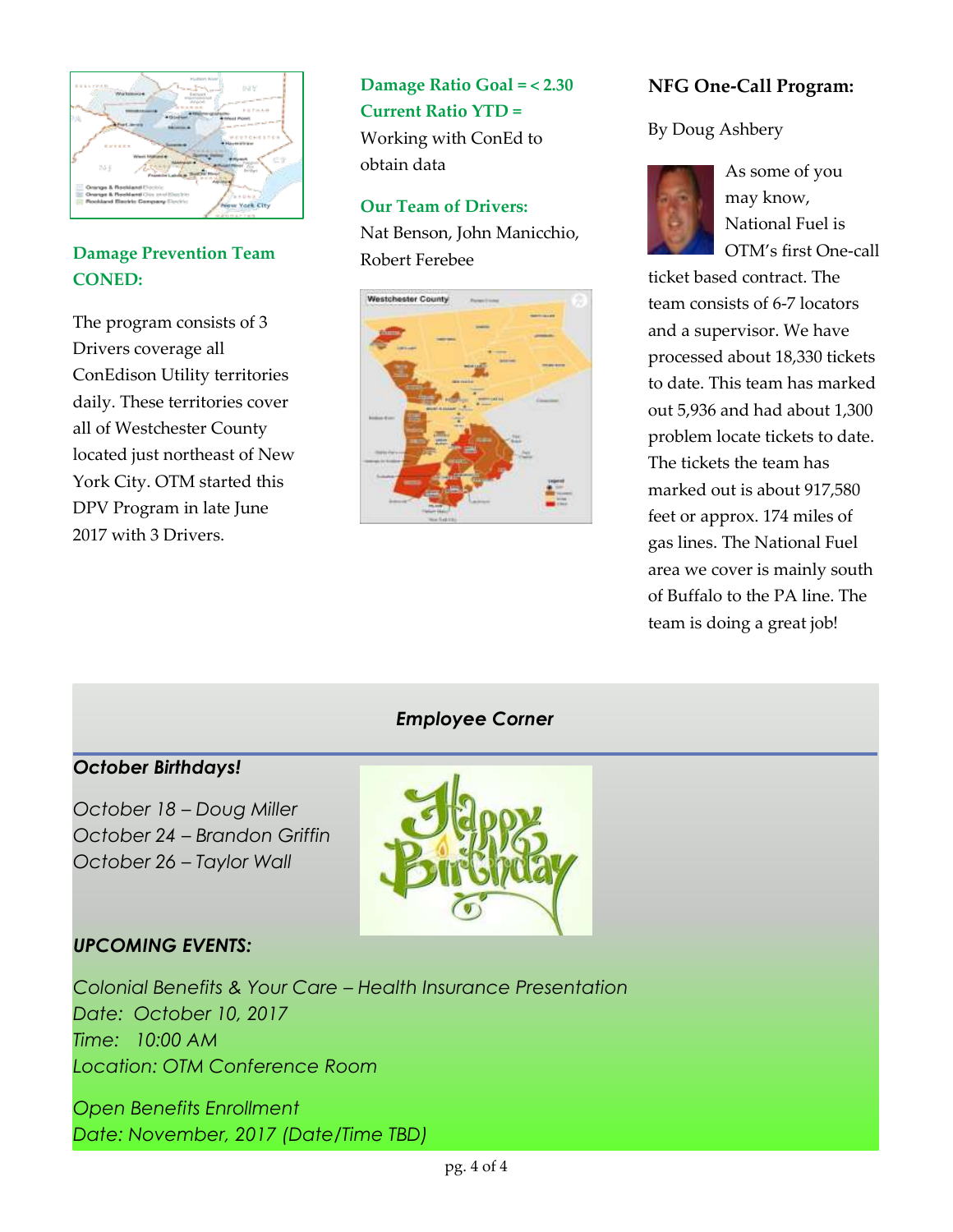**Damage Prevention Team CONED:**

The program consists of 3 Drivers coverage all ConEdison Utility territories daily. These territories cover all of Westchester County located just northeast of New York City. OTM started this DPV Program in late June 2017 with 3 Drivers.

**Damage Ratio Goal = < 2.30**
**Current Ratio YTD =**
Working with ConEd to obtain data

**Our Team of Drivers:**
Nat Benson, John Manicchio, Robert Ferebee

## NFG One-Call Program:

By Doug Ashbery

As some of you may know, National Fuel is OTM's first One-call ticket based contract. The team consists of 6-7 locators and a supervisor. We have processed about 18,330 tickets to date. This team has marked out 5,936 and had about 1,300 problem locate tickets to date. The tickets the team has marked out is about 917,580 feet or approx. 174 miles of gas lines. The National Fuel area we cover is mainly south of Buffalo to the PA line. The team is doing a great job!

## *Employee Corner*

***October Birthdays!***

*October 18 – Doug Miller*
*October 24 – Brandon Griffin*
*October 26 – Taylor Wall*

***UPCOMING EVENTS:***

*Colonial Benefits & Your Care – Health Insurance Presentation*
*Date: October 10, 2017*
*Time: 10:00 AM*
*Location: OTM Conference Room*

*Open Benefits Enrollment*
*Date: November, 2017 (Date/Time TBD)*